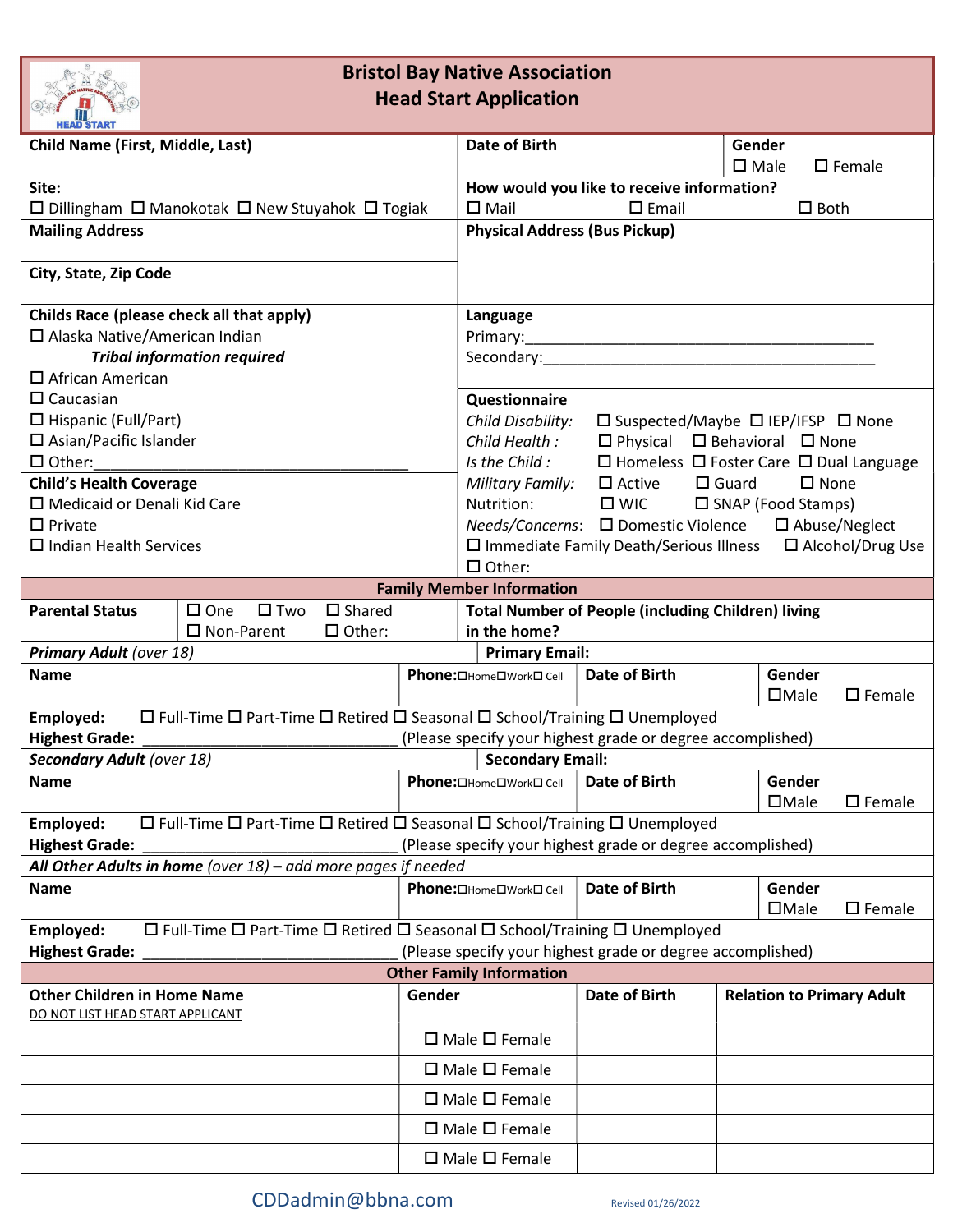# Bristol Bay Native Association
## Head Start Application

| Child Name (First, Middle, Last) | Date of Birth | Gender ☐ Male ☐ Female |
|---|---|---|
| Site: ☐ Dillingham ☐ Manokotak ☐ New Stuyahok ☐ Togiak | How would you like to receive information? ☐ Mail ☐ Email ☐ Both | |
| Mailing Address | Physical Address (Bus Pickup) | |
| City, State, Zip Code | | |

**Childs Race (please check all that apply)**
- ☐ Alaska Native/American Indian
  - ***Tribal information required***
- ☐ African American
- ☐ Caucasian
- ☐ Hispanic (Full/Part)
- ☐ Asian/Pacific Islander
- ☐ Other:_______________________________________

**Child's Health Coverage**
- ☐ Medicaid or Denali Kid Care
- ☐ Private
- ☐ Indian Health Services

**Language**

Primary:_____________________________________________

Secondary:___________________________________________

**Questionnaire**

*Child Disability:* ☐ Suspected/Maybe ☐ IEP/IFSP ☐ None

*Child Health :* ☐ Physical ☐ Behavioral ☐ None

*Is the Child :* ☐ Homeless ☐ Foster Care ☐ Dual Language

*Military Family:* ☐ Active ☐ Guard ☐ None

Nutrition: ☐ WIC ☐ SNAP (Food Stamps)

*Needs/Concerns*: ☐ Domestic Violence ☐ Abuse/Neglect ☐ Immediate Family Death/Serious Illness ☐ Alcohol/Drug Use ☐ Other:

### Family Member Information

| Parental Status | ☐ One ☐ Two ☐ Shared ☐ Non-Parent ☐ Other: | Total Number of People (including Children) living in the home? | |
|---|---|---|---|

*Primary Adult (over 18)* — **Primary Email:**

| Name | Phone:☐Home☐Work☐ Cell | Date of Birth | Gender ☐Male ☐ Female |
|---|---|---|---|

**Employed:** ☐ Full-Time ☐ Part-Time ☐ Retired ☐ Seasonal ☐ School/Training ☐ Unemployed

**Highest Grade:** ______________________________ (Please specify your highest grade or degree accomplished)

*Secondary Adult (over 18)* — **Secondary Email:**

| Name | Phone:☐Home☐Work☐ Cell | Date of Birth | Gender ☐Male ☐ Female |
|---|---|---|---|

**Employed:** ☐ Full-Time ☐ Part-Time ☐ Retired ☐ Seasonal ☐ School/Training ☐ Unemployed

**Highest Grade:** ______________________________ (Please specify your highest grade or degree accomplished)

***All Other Adults in home** (over 18) – add more pages if needed*

| Name | Phone:☐Home☐Work☐ Cell | Date of Birth | Gender ☐Male ☐ Female |
|---|---|---|---|

**Employed:** ☐ Full-Time ☐ Part-Time ☐ Retired ☐ Seasonal ☐ School/Training ☐ Unemployed

**Highest Grade:** ______________________________ (Please specify your highest grade or degree accomplished)

### Other Family Information

| Other Children in Home Name<br>DO NOT LIST HEAD START APPLICANT | Gender | Date of Birth | Relation to Primary Adult |
|---|---|---|---|
| | ☐ Male ☐ Female | | |
| | ☐ Male ☐ Female | | |
| | ☐ Male ☐ Female | | |
| | ☐ Male ☐ Female | | |
| | ☐ Male ☐ Female | | |

CDDadmin@bbna.com

Revised 01/26/2022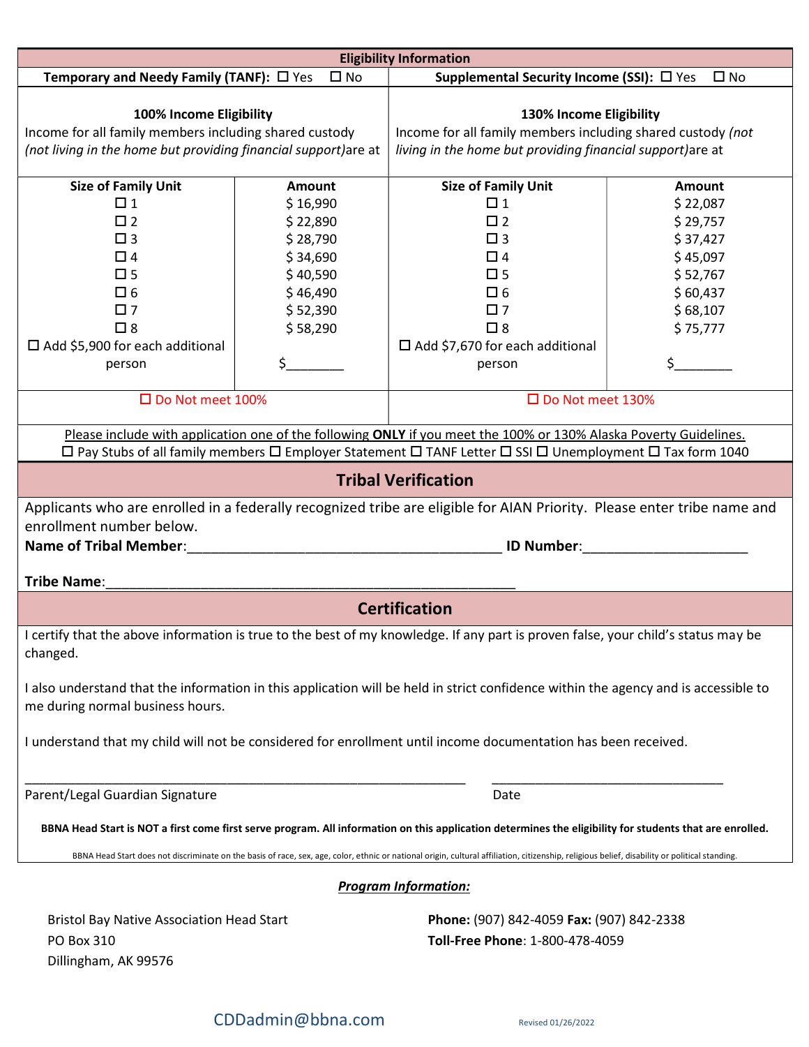## Eligibility Information

**Temporary and Needy Family (TANF):** ☐ Yes ☐ No

**Supplemental Security Income (SSI):** ☐ Yes ☐ No

| **100% Income Eligibility** | | **130% Income Eligibility** | |
|---|---|---|---|
| Income for all family members including shared custody *(not living in the home but providing financial support)*are at | | Income for all family members including shared custody *(not living in the home but providing financial support)*are at | |
| **Size of Family Unit** | **Amount** | **Size of Family Unit** | **Amount** |
| ☐ 1 | $ 16,990 | ☐ 1 | $ 22,087 |
| ☐ 2 | $ 22,890 | ☐ 2 | $ 29,757 |
| ☐ 3 | $ 28,790 | ☐ 3 | $ 37,427 |
| ☐ 4 | $ 34,690 | ☐ 4 | $ 45,097 |
| ☐ 5 | $ 40,590 | ☐ 5 | $ 52,767 |
| ☐ 6 | $ 46,490 | ☐ 6 | $ 60,437 |
| ☐ 7 | $ 52,390 | ☐ 7 | $ 68,107 |
| ☐ 8 | $ 58,290 | ☐ 8 | $ 75,777 |
| ☐ Add $5,900 for each additional person | $________ | ☐ Add $7,670 for each additional person | $________ |
| ☐ Do Not meet 100% | | ☐ Do Not meet 130% | |

Please include with application one of the following **ONLY** if you meet the 100% or 130% Alaska Poverty Guidelines.

☐ Pay Stubs of all family members ☐ Employer Statement ☐ TANF Letter ☐ SSI ☐ Unemployment ☐ Tax form 1040

## Tribal Verification

Applicants who are enrolled in a federally recognized tribe are eligible for AIAN Priority. Please enter tribe name and enrollment number below.

**Name of Tribal Member**:________________________________________ **ID Number**:_____________________

**Tribe Name**:____________________________________________________

## Certification

I certify that the above information is true to the best of my knowledge. If any part is proven false, your child's status may be changed.

I also understand that the information in this application will be held in strict confidence within the agency and is accessible to me during normal business hours.

I understand that my child will not be considered for enrollment until income documentation has been received.

_____________________________________________________________ ________________________________

Parent/Legal Guardian Signature Date

**BBNA Head Start is NOT a first come first serve program. All information on this application determines the eligibility for students that are enrolled.**

BBNA Head Start does not discriminate on the basis of race, sex, age, color, ethnic or national origin, cultural affiliation, citizenship, religious belief, disability or political standing.

***Program Information:***

Bristol Bay Native Association Head Start
PO Box 310
Dillingham, AK 99576

**Phone:** (907) 842-4059 **Fax:** (907) 842-2338
**Toll-Free Phone**: 1-800-478-4059

CDDadmin@bbna.com

Revised 01/26/2022